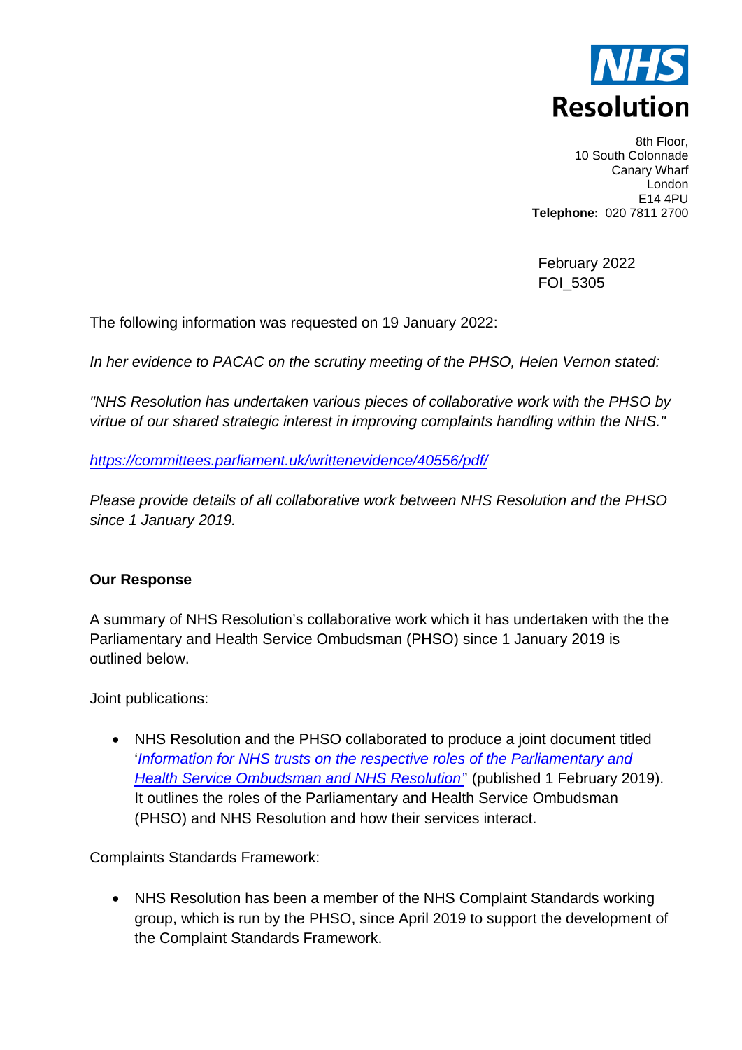**NHS Resolution**

8th Floor,
10 South Colonnade
Canary Wharf
London
E14 4PU
**Telephone:** 020 7811 2700

February 2022
FOI_5305

The following information was requested on 19 January 2022:

*In her evidence to PACAC on the scrutiny meeting of the PHSO, Helen Vernon stated:*

*"NHS Resolution has undertaken various pieces of collaborative work with the PHSO by virtue of our shared strategic interest in improving complaints handling within the NHS."*

*https://committees.parliament.uk/writtenevidence/40556/pdf/*

*Please provide details of all collaborative work between NHS Resolution and the PHSO since 1 January 2019.*

**Our Response**

A summary of NHS Resolution's collaborative work which it has undertaken with the the Parliamentary and Health Service Ombudsman (PHSO) since 1 January 2019 is outlined below.

Joint publications:

- NHS Resolution and the PHSO collaborated to produce a joint document titled '*Information for NHS trusts on the respective roles of the Parliamentary and Health Service Ombudsman and NHS Resolution*" (published 1 February 2019). It outlines the roles of the Parliamentary and Health Service Ombudsman (PHSO) and NHS Resolution and how their services interact.

Complaints Standards Framework:

- NHS Resolution has been a member of the NHS Complaint Standards working group, which is run by the PHSO, since April 2019 to support the development of the Complaint Standards Framework.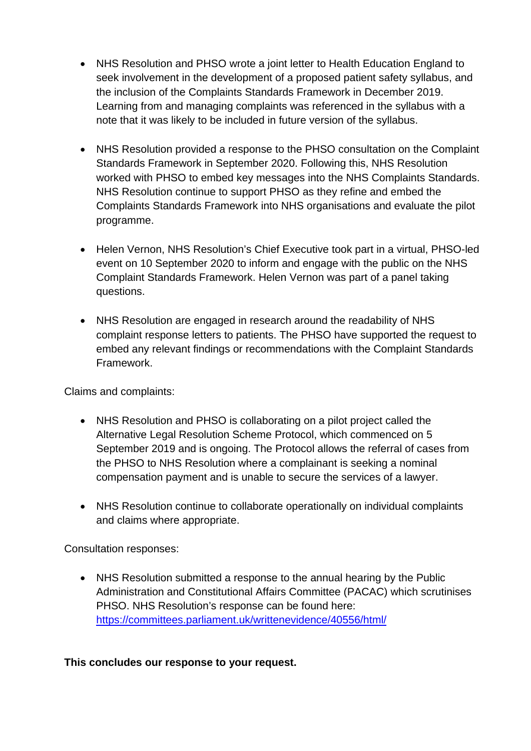- NHS Resolution and PHSO wrote a joint letter to Health Education England to seek involvement in the development of a proposed patient safety syllabus, and the inclusion of the Complaints Standards Framework in December 2019. Learning from and managing complaints was referenced in the syllabus with a note that it was likely to be included in future version of the syllabus.

- NHS Resolution provided a response to the PHSO consultation on the Complaint Standards Framework in September 2020. Following this, NHS Resolution worked with PHSO to embed key messages into the NHS Complaints Standards. NHS Resolution continue to support PHSO as they refine and embed the Complaints Standards Framework into NHS organisations and evaluate the pilot programme.

- Helen Vernon, NHS Resolution's Chief Executive took part in a virtual, PHSO-led event on 10 September 2020 to inform and engage with the public on the NHS Complaint Standards Framework. Helen Vernon was part of a panel taking questions.

- NHS Resolution are engaged in research around the readability of NHS complaint response letters to patients. The PHSO have supported the request to embed any relevant findings or recommendations with the Complaint Standards Framework.

Claims and complaints:

- NHS Resolution and PHSO is collaborating on a pilot project called the Alternative Legal Resolution Scheme Protocol, which commenced on 5 September 2019 and is ongoing. The Protocol allows the referral of cases from the PHSO to NHS Resolution where a complainant is seeking a nominal compensation payment and is unable to secure the services of a lawyer.

- NHS Resolution continue to collaborate operationally on individual complaints and claims where appropriate.

Consultation responses:

- NHS Resolution submitted a response to the annual hearing by the Public Administration and Constitutional Affairs Committee (PACAC) which scrutinises PHSO. NHS Resolution's response can be found here: [https://committees.parliament.uk/writtenevidence/40556/html/](https://committees.parliament.uk/writtenevidence/40556/html/)

**This concludes our response to your request.**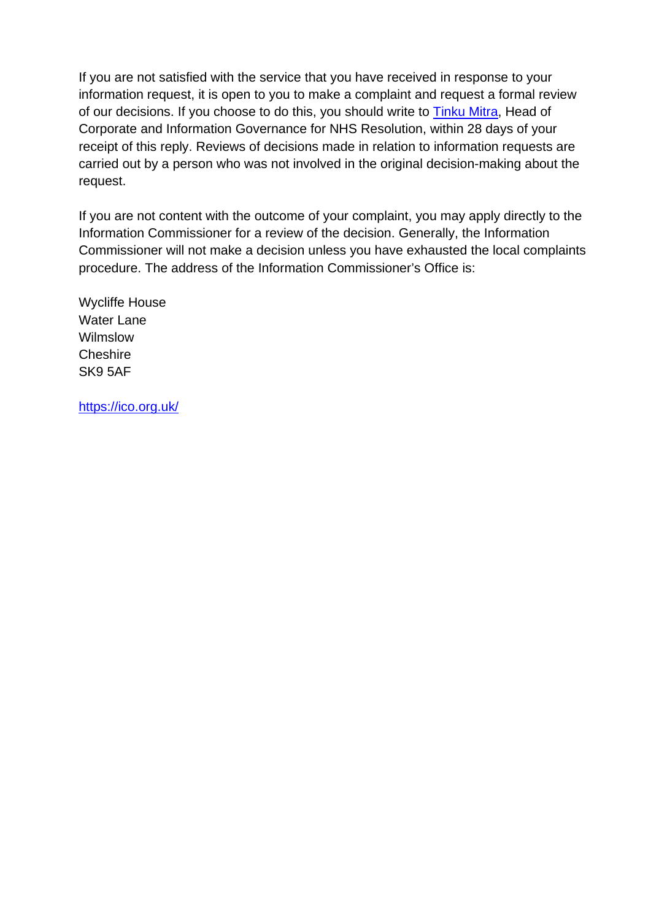If you are not satisfied with the service that you have received in response to your information request, it is open to you to make a complaint and request a formal review of our decisions. If you choose to do this, you should write to Tinku Mitra, Head of Corporate and Information Governance for NHS Resolution, within 28 days of your receipt of this reply. Reviews of decisions made in relation to information requests are carried out by a person who was not involved in the original decision-making about the request.

If you are not content with the outcome of your complaint, you may apply directly to the Information Commissioner for a review of the decision. Generally, the Information Commissioner will not make a decision unless you have exhausted the local complaints procedure. The address of the Information Commissioner's Office is:

Wycliffe House
Water Lane
Wilmslow
Cheshire
SK9 5AF

https://ico.org.uk/